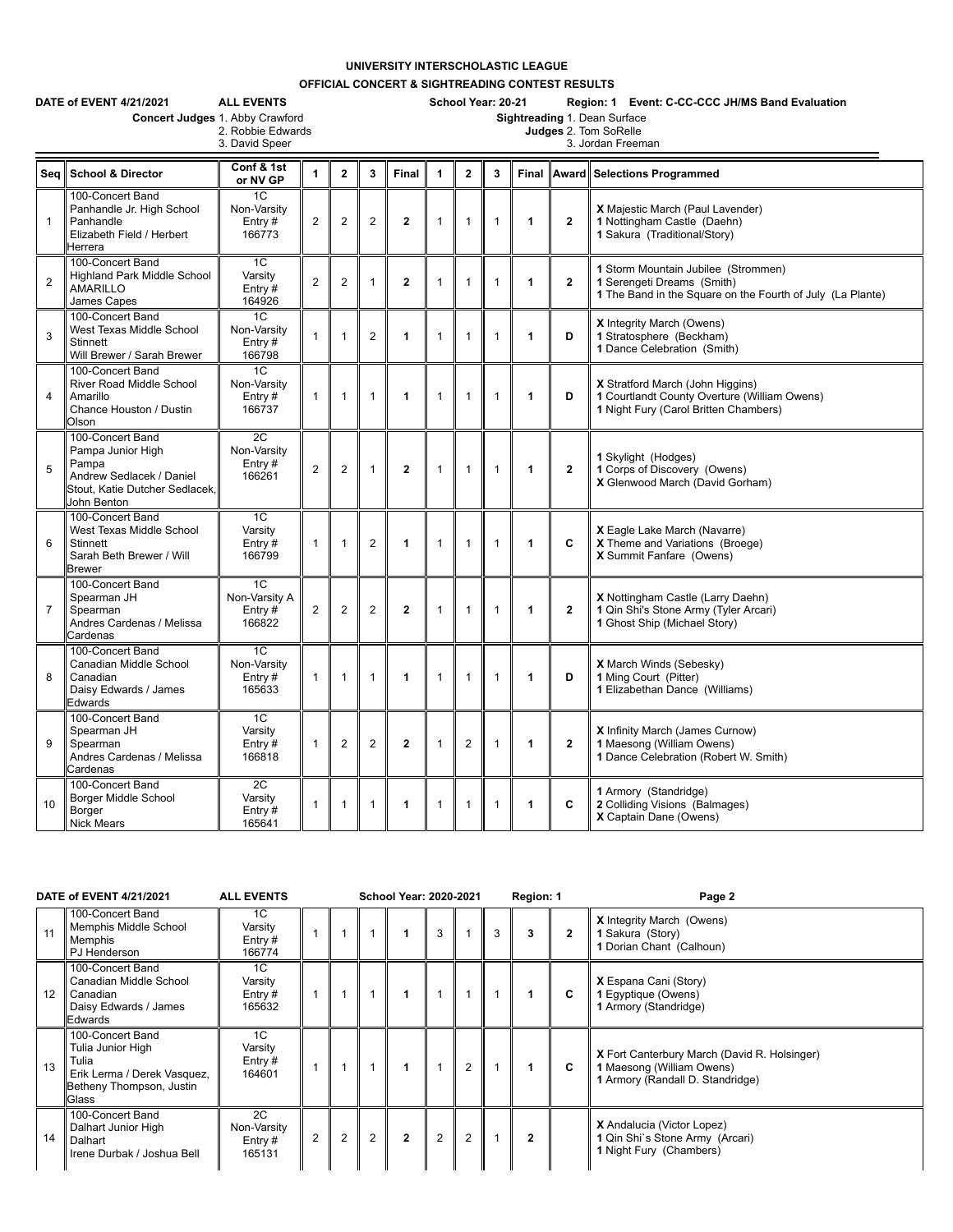**UNIVERSITY INTERSCHOLASTIC LEAGUE**

**OFFICIAL CONCERT & SIGHTREADING CONTEST RESULTS**

**DATE of EVENT 4/21/2021** **ALL EVENTS** **School Year: 20-21** **Region: 1 Event: C-CC-CCC JH/MS Band Evaluation**

**Concert Judges** 1. Abby Crawford
2. Robbie Edwards
3. David Speer

**Sightreading Judges** 1. Dean Surface
2. Tom SoRelle
3. Jordan Freeman

| Seq | School & Director | Conf & 1st or NV GP | 1 | 2 | 3 | Final | 1 | 2 | 3 | Final | Award | Selections Programmed |
|---|---|---|---|---|---|---|---|---|---|---|---|---|
| 1 | 100-Concert Band Panhandle Jr. High School Panhandle Elizabeth Field / Herbert Herrera | 1C Non-Varsity Entry # 166773 | 2 | 2 | 2 | **2** | 1 | 1 | 1 | **1** | **2** | **X** Majestic March (Paul Lavender) **1** Nottingham Castle (Daehn) **1** Sakura (Traditional/Story) |
| 2 | 100-Concert Band Highland Park Middle School AMARILLO James Capes | 1C Varsity Entry # 164926 | 2 | 2 | 1 | **2** | 1 | 1 | 1 | **1** | **2** | **1** Storm Mountain Jubilee (Strommen) **1** Serengeti Dreams (Smith) **1** The Band in the Square on the Fourth of July (La Plante) |
| 3 | 100-Concert Band West Texas Middle School Stinnett Will Brewer / Sarah Brewer | 1C Non-Varsity Entry # 166798 | 1 | 1 | 2 | **1** | 1 | 1 | 1 | **1** | **D** | **X** Integrity March (Owens) **1** Stratosphere (Beckham) **1** Dance Celebration (Smith) |
| 4 | 100-Concert Band River Road Middle School Amarillo Chance Houston / Dustin Olson | 1C Non-Varsity Entry # 166737 | 1 | 1 | 1 | **1** | 1 | 1 | 1 | **1** | **D** | **X** Stratford March (John Higgins) **1** Courtlandt County Overture (William Owens) **1** Night Fury (Carol Britten Chambers) |
| 5 | 100-Concert Band Pampa Junior High Pampa Andrew Sedlacek / Daniel Stout, Katie Dutcher Sedlacek, John Benton | 2C Non-Varsity Entry # 166261 | 2 | 2 | 1 | **2** | 1 | 1 | 1 | **1** | **2** | **1** Skylight (Hodges) **1** Corps of Discovery (Owens) **X** Glenwood March (David Gorham) |
| 6 | 100-Concert Band West Texas Middle School Stinnett Sarah Beth Brewer / Will Brewer | 1C Varsity Entry # 166799 | 1 | 1 | 2 | **1** | 1 | 1 | 1 | **1** | **C** | **X** Eagle Lake March (Navarre) **X** Theme and Variations (Broege) **X** Summit Fanfare (Owens) |
| 7 | 100-Concert Band Spearman JH Spearman Andres Cardenas / Melissa Cardenas | 1C Non-Varsity A Entry # 166822 | 2 | 2 | 2 | **2** | 1 | 1 | 1 | **1** | **2** | **X** Nottingham Castle (Larry Daehn) **1** Qin Shi's Stone Army (Tyler Arcari) **1** Ghost Ship (Michael Story) |
| 8 | 100-Concert Band Canadian Middle School Canadian Daisy Edwards / James Edwards | 1C Non-Varsity Entry # 165633 | 1 | 1 | 1 | **1** | 1 | 1 | 1 | **1** | **D** | **X** March Winds (Sebesky) **1** Ming Court (Pitter) **1** Elizabethan Dance (Williams) |
| 9 | 100-Concert Band Spearman JH Spearman Andres Cardenas / Melissa Cardenas | 1C Varsity Entry # 166818 | 1 | 2 | 2 | **2** | 1 | 2 | 1 | **1** | **2** | **X** Infinity March (James Curnow) **1** Maesong (William Owens) **1** Dance Celebration (Robert W. Smith) |
| 10 | 100-Concert Band Borger Middle School Borger Nick Mears | 2C Varsity Entry # 165641 | 1 | 1 | 1 | **1** | 1 | 1 | 1 | **1** | **C** | **1** Armory (Standridge) **2** Colliding Visions (Balmages) **X** Captain Dane (Owens) |
| 11 | 100-Concert Band Memphis Middle School Memphis PJ Henderson | 1C Varsity Entry # 166774 | 1 | 1 | 1 | **1** | 3 | 1 | 3 | **3** | **2** | **X** Integrity March (Owens) **1** Sakura (Story) **1** Dorian Chant (Calhoun) |
| 12 | 100-Concert Band Canadian Middle School Canadian Daisy Edwards / James Edwards | 1C Varsity Entry # 165632 | 1 | 1 | 1 | **1** | 1 | 1 | 1 | **1** | **C** | **X** Espana Cani (Story) **1** Egyptique (Owens) **1** Armory (Standridge) |
| 13 | 100-Concert Band Tulia Junior High Tulia Erik Lerma / Derek Vasquez, Betheny Thompson, Justin Glass | 1C Varsity Entry # 164601 | 1 | 1 | 1 | **1** | 1 | 2 | 1 | **1** | **C** | **X** Fort Canterbury March (David R. Holsinger) **1** Maesong (William Owens) **1** Armory (Randall D. Standridge) |
| 14 | 100-Concert Band Dalhart Junior High Dalhart Irene Durbak / Joshua Bell | 2C Non-Varsity Entry # 165131 | 2 | 2 | 2 | **2** | 2 | 2 | 1 | **2** | | **X** Andalucia (Victor Lopez) **1** Qin Shi`s Stone Army (Arcari) **1** Night Fury (Chambers) |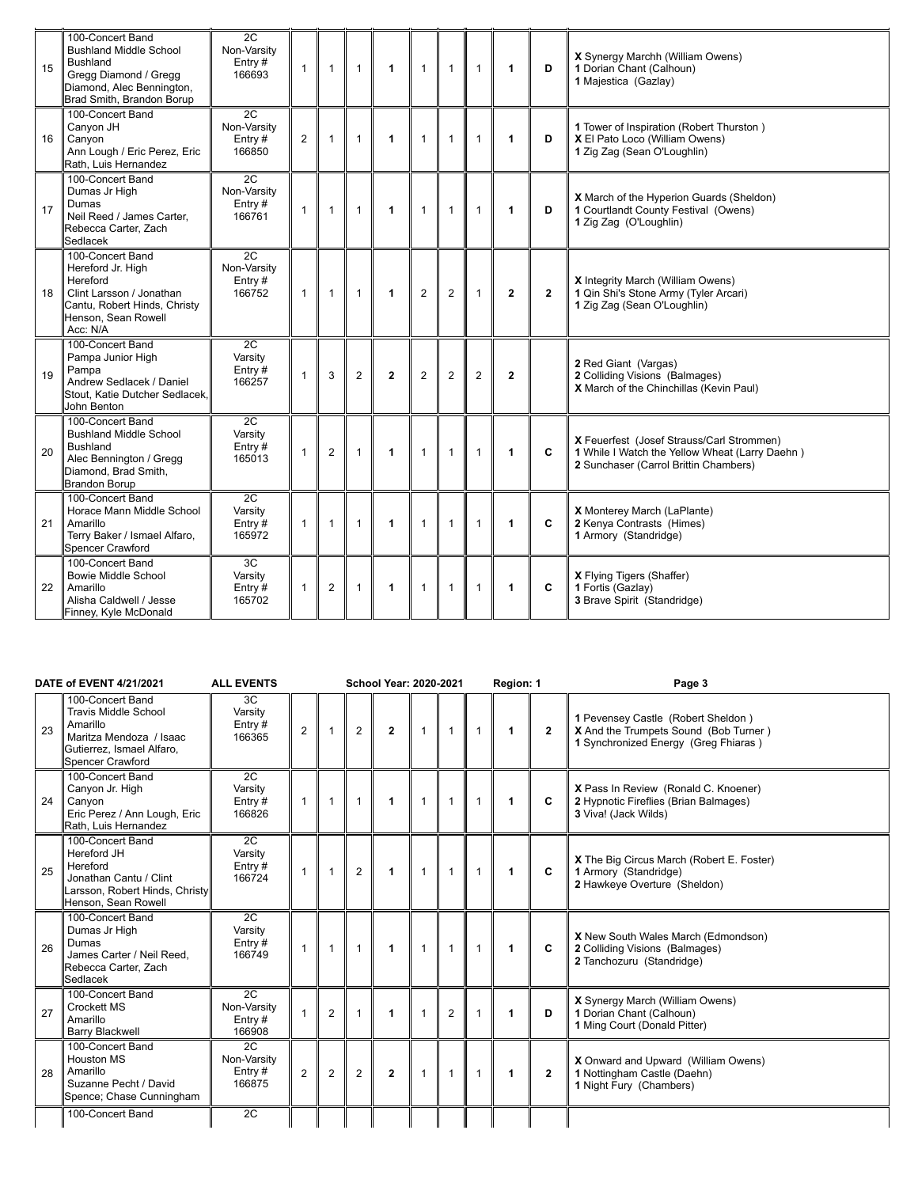| | | | | | | | | | | | | |
|---|---|---|---|---|---|---|---|---|---|---|---|---|
| 15 | 100-Concert Band<br>Bushland Middle School<br>Bushland<br>Gregg Diamond / Gregg Diamond, Alec Bennington, Brad Smith, Brandon Borup | 2C<br>Non-Varsity<br>Entry #<br>166693 | 1 | 1 | 1 | **1** | 1 | 1 | 1 | **1** | **D** | **X** Synergy Marchh (William Owens)<br>**1** Dorian Chant (Calhoun)<br>**1** Majestica (Gazlay) |
| 16 | 100-Concert Band<br>Canyon JH<br>Canyon<br>Ann Lough / Eric Perez, Eric Rath, Luis Hernandez | 2C<br>Non-Varsity<br>Entry #<br>166850 | 2 | 1 | 1 | **1** | 1 | 1 | 1 | **1** | **D** | **1** Tower of Inspiration (Robert Thurston )<br>**X** El Pato Loco (William Owens)<br>**1** Zig Zag (Sean O'Loughlin) |
| 17 | 100-Concert Band<br>Dumas Jr High<br>Dumas<br>Neil Reed / James Carter, Rebecca Carter, Zach Sedlacek | 2C<br>Non-Varsity<br>Entry #<br>166761 | 1 | 1 | 1 | **1** | 1 | 1 | 1 | **1** | **D** | **X** March of the Hyperion Guards (Sheldon)<br>**1** Courtlandt County Festival (Owens)<br>**1** Zig Zag (O'Loughlin) |
| 18 | 100-Concert Band<br>Hereford Jr. High<br>Hereford<br>Clint Larsson / Jonathan Cantu, Robert Hinds, Christy Henson, Sean Rowell<br>Acc: N/A | 2C<br>Non-Varsity<br>Entry #<br>166752 | 1 | 1 | 1 | **1** | 2 | 2 | 1 | **2** | **2** | **X** Integrity March (William Owens)<br>**1** Qin Shi's Stone Army (Tyler Arcari)<br>**1** Zig Zag (Sean O'Loughlin) |
| 19 | 100-Concert Band<br>Pampa Junior High<br>Pampa<br>Andrew Sedlacek / Daniel Stout, Katie Dutcher Sedlacek, John Benton | 2C<br>Varsity<br>Entry #<br>166257 | 1 | 3 | 2 | **2** | 2 | 2 | 2 | **2** | | **2** Red Giant (Vargas)<br>**2** Colliding Visions (Balmages)<br>**X** March of the Chinchillas (Kevin Paul) |
| 20 | 100-Concert Band<br>Bushland Middle School<br>Bushland<br>Alec Bennington / Gregg Diamond, Brad Smith, Brandon Borup | 2C<br>Varsity<br>Entry #<br>165013 | 1 | 2 | 1 | **1** | 1 | 1 | 1 | **1** | **C** | **X** Feuerfest (Josef Strauss/Carl Strommen)<br>**1** While I Watch the Yellow Wheat (Larry Daehn )<br>**2** Sunchaser (Carrol Brittin Chambers) |
| 21 | 100-Concert Band<br>Horace Mann Middle School<br>Amarillo<br>Terry Baker / Ismael Alfaro, Spencer Crawford | 2C<br>Varsity<br>Entry #<br>165972 | 1 | 1 | 1 | **1** | 1 | 1 | 1 | **1** | **C** | **X** Monterey March (LaPlante)<br>**2** Kenya Contrasts (Himes)<br>**1** Armory (Standridge) |
| 22 | 100-Concert Band<br>Bowie Middle School<br>Amarillo<br>Alisha Caldwell / Jesse Finney, Kyle McDonald | 3C<br>Varsity<br>Entry #<br>165702 | 1 | 2 | 1 | **1** | 1 | 1 | 1 | **1** | **C** | **X** Flying Tigers (Shaffer)<br>**1** Fortis (Gazlay)<br>**3** Brave Spirit (Standridge) |

| DATE of EVENT 4/21/2021 | ALL EVENTS | | | | School Year: 2020-2021 | | | | Region: 1 | | | Page 3 |
|---|---|---|---|---|---|---|---|---|---|---|---|---|
| 23 | 100-Concert Band<br>Travis Middle School<br>Amarillo<br>Maritza Mendoza / Isaac Gutierrez, Ismael Alfaro, Spencer Crawford | 3C<br>Varsity<br>Entry #<br>166365 | 2 | 1 | 2 | **2** | 1 | 1 | 1 | **1** | **2** | **1** Pevensey Castle (Robert Sheldon )<br>**X** And the Trumpets Sound (Bob Turner )<br>**1** Synchronized Energy (Greg Fhiaras ) |
| 24 | 100-Concert Band<br>Canyon Jr. High<br>Canyon<br>Eric Perez / Ann Lough, Eric Rath, Luis Hernandez | 2C<br>Varsity<br>Entry #<br>166826 | 1 | 1 | 1 | **1** | 1 | 1 | 1 | **1** | **C** | **X** Pass In Review (Ronald C. Knoener)<br>**2** Hypnotic Fireflies (Brian Balmages)<br>**3** Viva! (Jack Wilds) |
| 25 | 100-Concert Band<br>Hereford JH<br>Hereford<br>Jonathan Cantu / Clint Larsson, Robert Hinds, Christy Henson, Sean Rowell | 2C<br>Varsity<br>Entry #<br>166724 | 1 | 1 | 2 | **1** | 1 | 1 | 1 | **1** | **C** | **X** The Big Circus March (Robert E. Foster)<br>**1** Armory (Standridge)<br>**2** Hawkeye Overture (Sheldon) |
| 26 | 100-Concert Band<br>Dumas Jr High<br>Dumas<br>James Carter / Neil Reed, Rebecca Carter, Zach Sedlacek | 2C<br>Varsity<br>Entry #<br>166749 | 1 | 1 | 1 | **1** | 1 | 1 | 1 | **1** | **C** | **X** New South Wales March (Edmondson)<br>**2** Colliding Visions (Balmages)<br>**2** Tanchozuru (Standridge) |
| 27 | 100-Concert Band<br>Crockett MS<br>Amarillo<br>Barry Blackwell | 2C<br>Non-Varsity<br>Entry #<br>166908 | 1 | 2 | 1 | **1** | 1 | 2 | 1 | **1** | **D** | **X** Synergy March (William Owens)<br>**1** Dorian Chant (Calhoun)<br>**1** Ming Court (Donald Pitter) |
| 28 | 100-Concert Band<br>Houston MS<br>Amarillo<br>Suzanne Pecht / David Spence; Chase Cunningham | 2C<br>Non-Varsity<br>Entry #<br>166875 | 2 | 2 | 2 | **2** | 1 | 1 | 1 | **1** | **2** | **X** Onward and Upward (William Owens)<br>**1** Nottingham Castle (Daehn)<br>**1** Night Fury (Chambers) |
| | 100-Concert Band | 2C | | | | | | | | | | |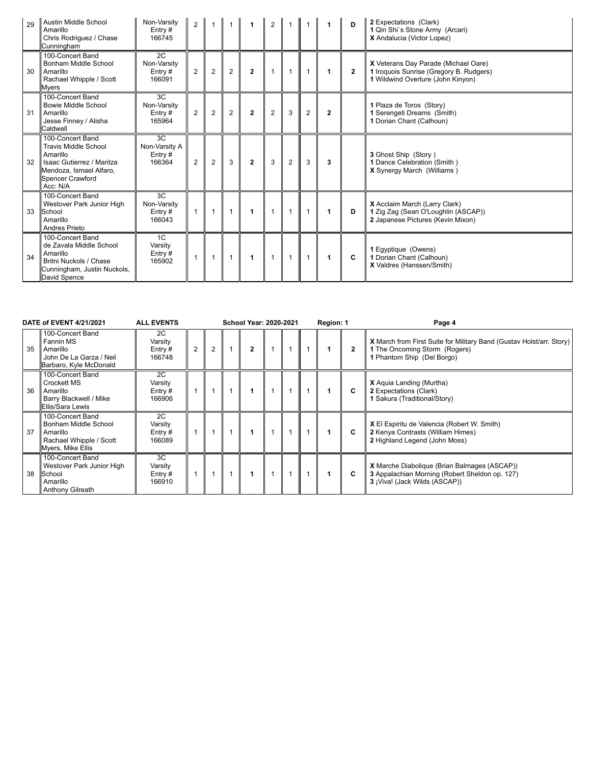| | | | | | | | | | | | | |
|---|---|---|---|---|---|---|---|---|---|---|---|---|
| 29 | Austin Middle School Amarillo Chris Rodriguez / Chase Cunningham | Non-Varsity Entry # 166745 | 2 | 1 | 1 | **1** | 2 | 1 | 1 | **1** | **D** | **2** Expectations (Clark)<br>**1** Qin Shi`s Stone Army (Arcari)<br>**X** Andalucia (Victor Lopez) |
| 30 | 100-Concert Band Bonham Middle School Amarillo Rachael Whipple / Scott Myers | 2C Non-Varsity Entry # 166091 | 2 | 2 | 2 | **2** | 1 | 1 | 1 | **1** | **2** | **X** Veterans Day Parade (Michael Oare)<br>**1** Iroquois Sunrise (Gregory B. Rudgers)<br>**1** Wildwind Overture (John Kinyon) |
| 31 | 100-Concert Band Bowie Middle School Amarillo Jesse Finney / Alisha Caldwell | 3C Non-Varsity Entry # 165964 | 2 | 2 | 2 | **2** | 2 | 3 | 2 | **2** | | **1** Plaza de Toros (Story)<br>**1** Serengeti Dreams (Smith)<br>**1** Dorian Chant (Calhoun) |
| 32 | 100-Concert Band Travis Middle School Amarillo Isaac Gutierrez / Maritza Mendoza, Ismael Alfaro, Spencer Crawford Acc: N/A | 3C Non-Varsity A Entry # 166364 | 2 | 2 | 3 | **2** | 3 | 2 | 3 | **3** | | **3** Ghost Ship (Story )<br>**1** Dance Celebration (Smith )<br>**X** Synergy March (Williams ) |
| 33 | 100-Concert Band Westover Park Junior High School Amarillo Andres Prieto | 3C Non-Varsity Entry # 166043 | 1 | 1 | 1 | **1** | 1 | 1 | 1 | **1** | **D** | **X** Acclaim March (Larry Clark)<br>**1** Zig Zag (Sean O'Loughlin (ASCAP))<br>**2** Japanese Pictures (Kevin Mixon) |
| 34 | 100-Concert Band de Zavala Middle School Amarillo Britni Nuckols / Chase Cunningham, Justin Nuckols, David Spence | 1C Varsity Entry # 165902 | 1 | 1 | 1 | **1** | 1 | 1 | 1 | **1** | **C** | **1** Egyptique (Owens)<br>**1** Dorian Chant (Calhoun)<br>**X** Valdres (Hanssen/Smith) |

| DATE of EVENT 4/21/2021 | | ALL EVENTS | School Year: 2020-2021 | | | | | | Region: 1 | | | Page 4 |
|---|---|---|---|---|---|---|---|---|---|---|---|---|
| 35 | 100-Concert Band Fannin MS Amarillo John De La Garza / Neil Barbaro, Kyle McDonald | 2C Varsity Entry # 166748 | 2 | 2 | 1 | **2** | 1 | 1 | 1 | **1** | **2** | **X** March from First Suite for Military Band (Gustav Holst/arr. Story)<br>**1** The Oncoming Storm (Rogers)<br>**1** Phantom Ship (Del Borgo) |
| 36 | 100-Concert Band Crockett MS Amarillo Barry Blackwell / Mike Ellis/Sara Lewis | 2C Varsity Entry # 166906 | 1 | 1 | 1 | **1** | 1 | 1 | 1 | **1** | **C** | **X** Aquia Landing (Murtha)<br>**2** Expectations (Clark)<br>**1** Sakura (Traditional/Story) |
| 37 | 100-Concert Band Bonham Middle School Amarillo Rachael Whipple / Scott Myers, Mike Ellis | 2C Varsity Entry # 166089 | 1 | 1 | 1 | **1** | 1 | 1 | 1 | **1** | **C** | **X** El Espiritu de Valencia (Robert W. Smith)<br>**2** Kenya Contrasts (William Himes)<br>**2** Highland Legend (John Moss) |
| 38 | 100-Concert Band Westover Park Junior High School Amarillo Anthony Gilreath | 3C Varsity Entry # 166910 | 1 | 1 | 1 | **1** | 1 | 1 | 1 | **1** | **C** | **X** Marche Diabolique (Brian Balmages (ASCAP))<br>**3** Appalachian Morning (Robert Sheldon op. 127)<br>**3** ¡Viva! (Jack Wilds (ASCAP)) |